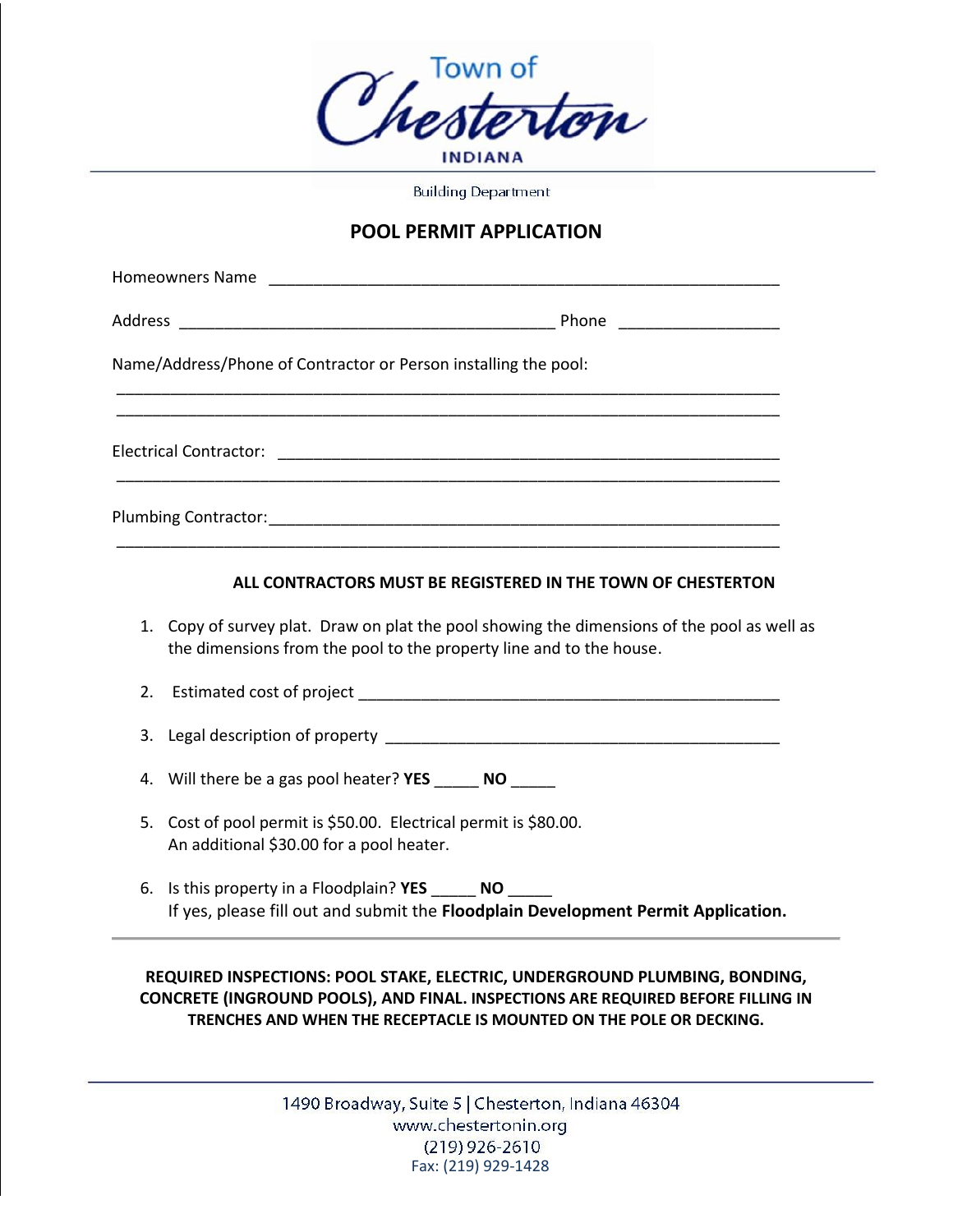Town of Chesterton INDIANA

Building Department

# POOL PERMIT APPLICATION

Homeowners Name ___________________________________________________________

Address __________________________________________ Phone __________________

Name/Address/Phone of Contractor or Person installing the pool:

_____________________________________________________________________________

_____________________________________________________________________________

Electrical Contractor: ___________________________________________________________

_____________________________________________________________________________

Plumbing Contractor:____________________________________________________________

_____________________________________________________________________________

**ALL CONTRACTORS MUST BE REGISTERED IN THE TOWN OF CHESTERTON**

1. Copy of survey plat. Draw on plat the pool showing the dimensions of the pool as well as the dimensions from the pool to the property line and to the house.
2. Estimated cost of project ________________________________________________
3. Legal description of property _____________________________________________
4. Will there be a gas pool heater? **YES** _____ **NO** _____
5. Cost of pool permit is $50.00. Electrical permit is $80.00.
   An additional $30.00 for a pool heater.
6. Is this property in a Floodplain? **YES** _____ **NO** _____
   If yes, please fill out and submit the **Floodplain Development Permit Application.**

---

**REQUIRED INSPECTIONS: POOL STAKE, ELECTRIC, UNDERGROUND PLUMBING, BONDING, CONCRETE (INGROUND POOLS), AND FINAL. INSPECTIONS ARE REQUIRED BEFORE FILLING IN TRENCHES AND WHEN THE RECEPTACLE IS MOUNTED ON THE POLE OR DECKING.**

1490 Broadway, Suite 5 | Chesterton, Indiana 46304
www.chestertonin.org
(219) 926-2610
Fax: (219) 929-1428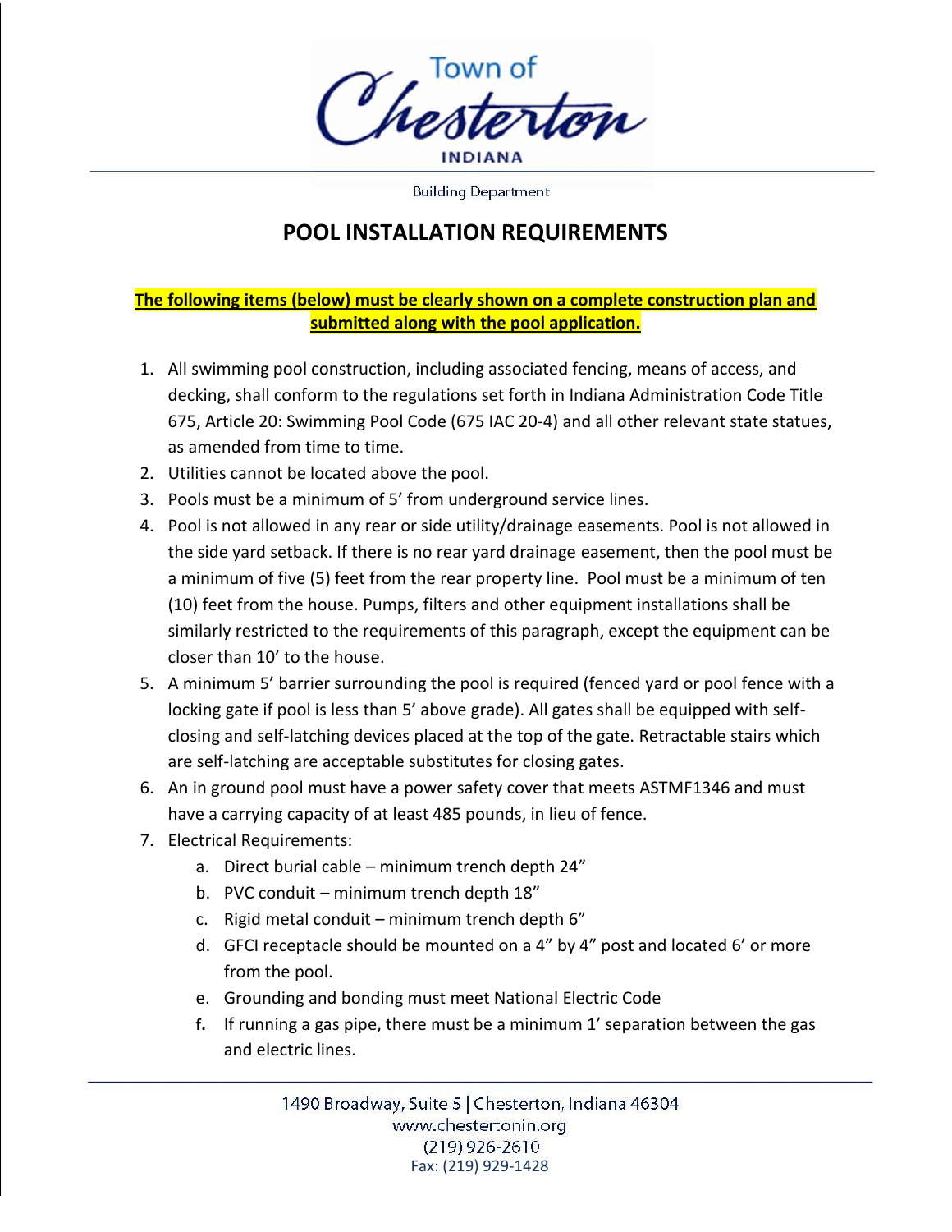Town of Chesterton

INDIANA

Building Department

# POOL INSTALLATION REQUIREMENTS

**The following items (below) must be clearly shown on a complete construction plan and submitted along with the pool application.**

1. All swimming pool construction, including associated fencing, means of access, and decking, shall conform to the regulations set forth in Indiana Administration Code Title 675, Article 20: Swimming Pool Code (675 IAC 20-4) and all other relevant state statues, as amended from time to time.
2. Utilities cannot be located above the pool.
3. Pools must be a minimum of 5' from underground service lines.
4. Pool is not allowed in any rear or side utility/drainage easements. Pool is not allowed in the side yard setback. If there is no rear yard drainage easement, then the pool must be a minimum of five (5) feet from the rear property line. Pool must be a minimum of ten (10) feet from the house. Pumps, filters and other equipment installations shall be similarly restricted to the requirements of this paragraph, except the equipment can be closer than 10' to the house.
5. A minimum 5' barrier surrounding the pool is required (fenced yard or pool fence with a locking gate if pool is less than 5' above grade). All gates shall be equipped with self-closing and self-latching devices placed at the top of the gate. Retractable stairs which are self-latching are acceptable substitutes for closing gates.
6. An in ground pool must have a power safety cover that meets ASTMF1346 and must have a carrying capacity of at least 485 pounds, in lieu of fence.
7. Electrical Requirements:
   a. Direct burial cable – minimum trench depth 24"
   b. PVC conduit – minimum trench depth 18"
   c. Rigid metal conduit – minimum trench depth 6"
   d. GFCI receptacle should be mounted on a 4" by 4" post and located 6' or more from the pool.
   e. Grounding and bonding must meet National Electric Code
   f. If running a gas pipe, there must be a minimum 1' separation between the gas and electric lines.

1490 Broadway, Suite 5 | Chesterton, Indiana 46304
www.chestertonin.org
(219) 926-2610
Fax: (219) 929-1428